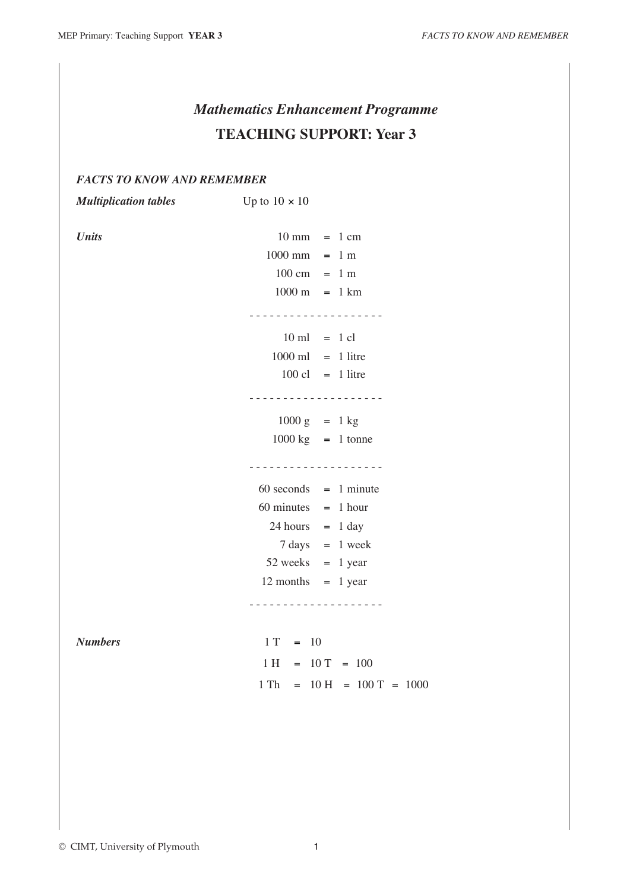# *Mathematics Enhancement Programme*

## TEACHING SUPPORT: Year 3

### *FACTS TO KNOW AND REMEMBER*

***Multiplication tables*** Up to $10 \times 10$

***Units***

10 mm = 1 cm
1000 mm = 1 m
100 cm = 1 m
1000 m = 1 km

- - - - - - - - - - - - - - - - - - - -

10 ml = 1 cl
1000 ml = 1 litre
100 cl = 1 litre

- - - - - - - - - - - - - - - - - - - -

1000 g = 1 kg
1000 kg = 1 tonne

- - - - - - - - - - - - - - - - - - - -

60 seconds = 1 minute
60 minutes = 1 hour
24 hours = 1 day
7 days = 1 week
52 weeks = 1 year
12 months = 1 year

- - - - - - - - - - - - - - - - - - - -

***Numbers***

1 T = 10
1 H = 10 T = 100
1 Th = 10 H = 100 T = 1000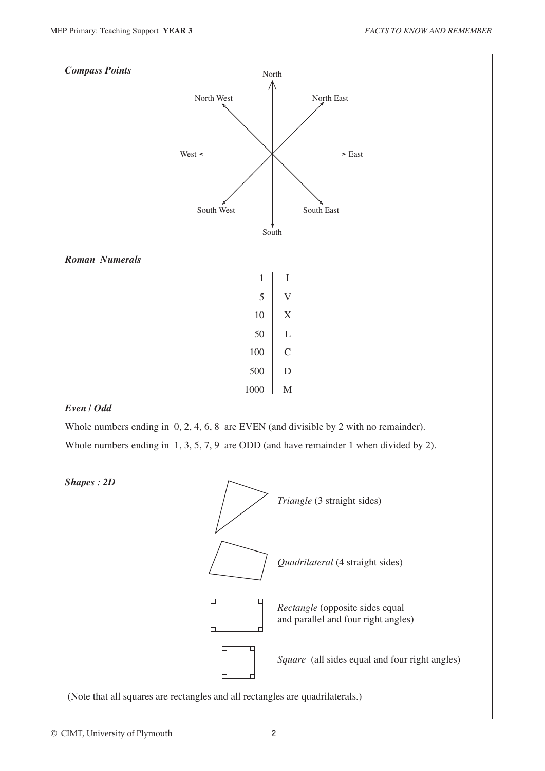### *Compass Points*

North

North West North East

West East

South West South East

South

### *Roman Numerals*

| | |
|---|---|
| 1 | I |
| 5 | V |
| 10 | X |
| 50 | L |
| 100 | C |
| 500 | D |
| 1000 | M |

### *Even / Odd*

Whole numbers ending in 0, 2, 4, 6, 8 are EVEN (and divisible by 2 with no remainder).

Whole numbers ending in 1, 3, 5, 7, 9 are ODD (and have remainder 1 when divided by 2).

### *Shapes : 2D*

*Triangle* (3 straight sides)

*Quadrilateral* (4 straight sides)

*Rectangle* (opposite sides equal and parallel and four right angles)

*Square* (all sides equal and four right angles)

(Note that all squares are rectangles and all rectangles are quadrilaterals.)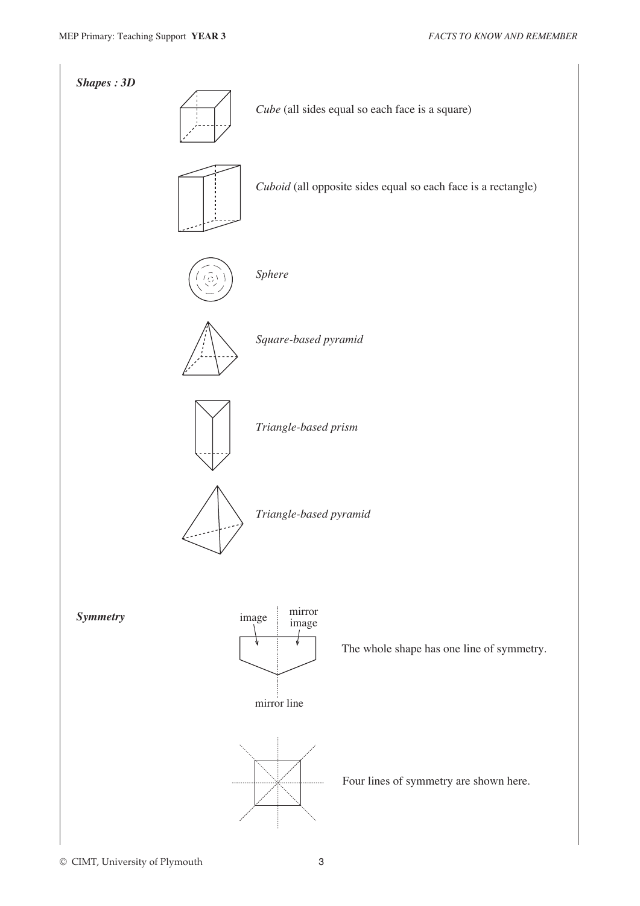***Shapes : 3D***

*Cube* (all sides equal so each face is a square)

*Cuboid* (all opposite sides equal so each face is a rectangle)

*Sphere*

*Square-based pyramid*

*Triangle-based prism*

*Triangle-based pyramid*

***Symmetry***

image

mirror image

mirror line

The whole shape has one line of symmetry.

Four lines of symmetry are shown here.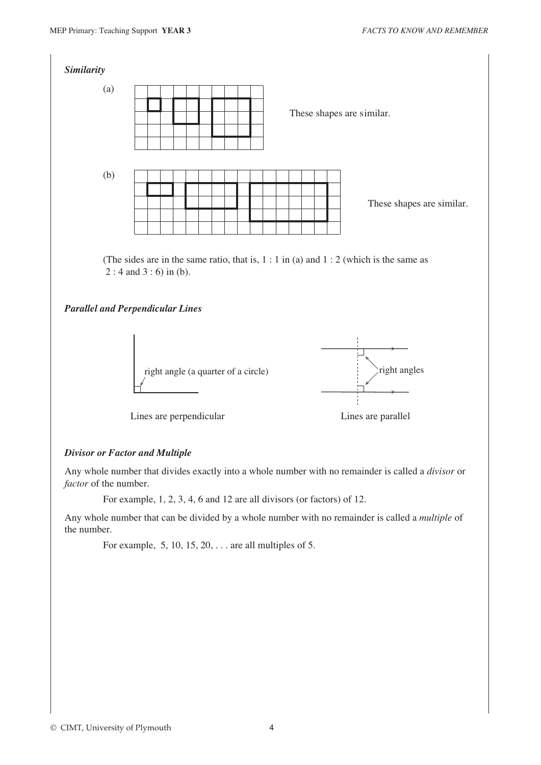### *Similarity*

(a)

These shapes are similar.

(b)

These shapes are similar.

(The sides are in the same ratio, that is, 1 : 1 in (a) and 1 : 2 (which is the same as 2 : 4 and 3 : 6) in (b).

### *Parallel and Perpendicular Lines*

right angle (a quarter of a circle)

Lines are perpendicular

right angles

Lines are parallel

### *Divisor or Factor and Multiple*

Any whole number that divides exactly into a whole number with no remainder is called a *divisor* or *factor* of the number.

For example, 1, 2, 3, 4, 6 and 12 are all divisors (or factors) of 12.

Any whole number that can be divided by a whole number with no remainder is called a *multiple* of the number.

For example, 5, 10, 15, 20, . . . are all multiples of 5.